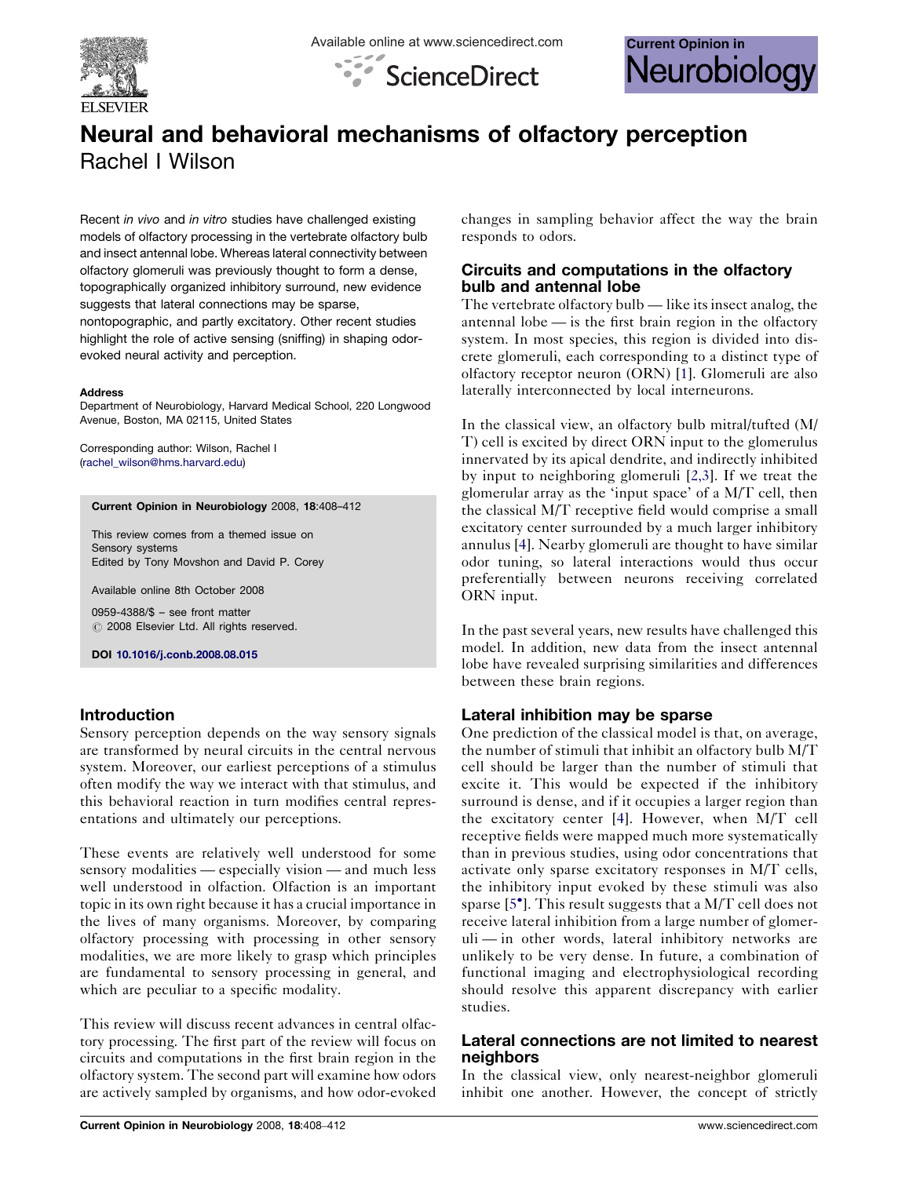# Neural and behavioral mechanisms of olfactory perception

Rachel I Wilson

Recent *in vivo* and *in vitro* studies have challenged existing models of olfactory processing in the vertebrate olfactory bulb and insect antennal lobe. Whereas lateral connectivity between olfactory glomeruli was previously thought to form a dense, topographically organized inhibitory surround, new evidence suggests that lateral connections may be sparse, nontopographic, and partly excitatory. Other recent studies highlight the role of active sensing (sniffing) in shaping odor-evoked neural activity and perception.

**Address**
Department of Neurobiology, Harvard Medical School, 220 Longwood Avenue, Boston, MA 02115, United States

Corresponding author: Wilson, Rachel I (rachel_wilson@hms.harvard.edu)

**Current Opinion in Neurobiology** 2008, **18**:408–412

This review comes from a themed issue on Sensory systems
Edited by Tony Movshon and David P. Corey

Available online 8th October 2008

0959-4388/$ – see front matter
© 2008 Elsevier Ltd. All rights reserved.

**DOI** 10.1016/j.conb.2008.08.015

## Introduction

Sensory perception depends on the way sensory signals are transformed by neural circuits in the central nervous system. Moreover, our earliest perceptions of a stimulus often modify the way we interact with that stimulus, and this behavioral reaction in turn modifies central representations and ultimately our perceptions.

These events are relatively well understood for some sensory modalities — especially vision — and much less well understood in olfaction. Olfaction is an important topic in its own right because it has a crucial importance in the lives of many organisms. Moreover, by comparing olfactory processing with processing in other sensory modalities, we are more likely to grasp which principles are fundamental to sensory processing in general, and which are peculiar to a specific modality.

This review will discuss recent advances in central olfactory processing. The first part of the review will focus on circuits and computations in the first brain region in the olfactory system. The second part will examine how odors are actively sampled by organisms, and how odor-evoked changes in sampling behavior affect the way the brain responds to odors.

## Circuits and computations in the olfactory bulb and antennal lobe

The vertebrate olfactory bulb — like its insect analog, the antennal lobe — is the first brain region in the olfactory system. In most species, this region is divided into discrete glomeruli, each corresponding to a distinct type of olfactory receptor neuron (ORN) [1]. Glomeruli are also laterally interconnected by local interneurons.

In the classical view, an olfactory bulb mitral/tufted (M/T) cell is excited by direct ORN input to the glomerulus innervated by its apical dendrite, and indirectly inhibited by input to neighboring glomeruli [2,3]. If we treat the glomerular array as the 'input space' of a M/T cell, then the classical M/T receptive field would comprise a small excitatory center surrounded by a much larger inhibitory annulus [4]. Nearby glomeruli are thought to have similar odor tuning, so lateral interactions would thus occur preferentially between neurons receiving correlated ORN input.

In the past several years, new results have challenged this model. In addition, new data from the insect antennal lobe have revealed surprising similarities and differences between these brain regions.

## Lateral inhibition may be sparse

One prediction of the classical model is that, on average, the number of stimuli that inhibit an olfactory bulb M/T cell should be larger than the number of stimuli that excite it. This would be expected if the inhibitory surround is dense, and if it occupies a larger region than the excitatory center [4]. However, when M/T cell receptive fields were mapped much more systematically than in previous studies, using odor concentrations that activate only sparse excitatory responses in M/T cells, the inhibitory input evoked by these stimuli was also sparse [5•]. This result suggests that a M/T cell does not receive lateral inhibition from a large number of glomeruli — in other words, lateral inhibitory networks are unlikely to be very dense. In future, a combination of functional imaging and electrophysiological recording should resolve this apparent discrepancy with earlier studies.

## Lateral connections are not limited to nearest neighbors

In the classical view, only nearest-neighbor glomeruli inhibit one another. However, the concept of strictly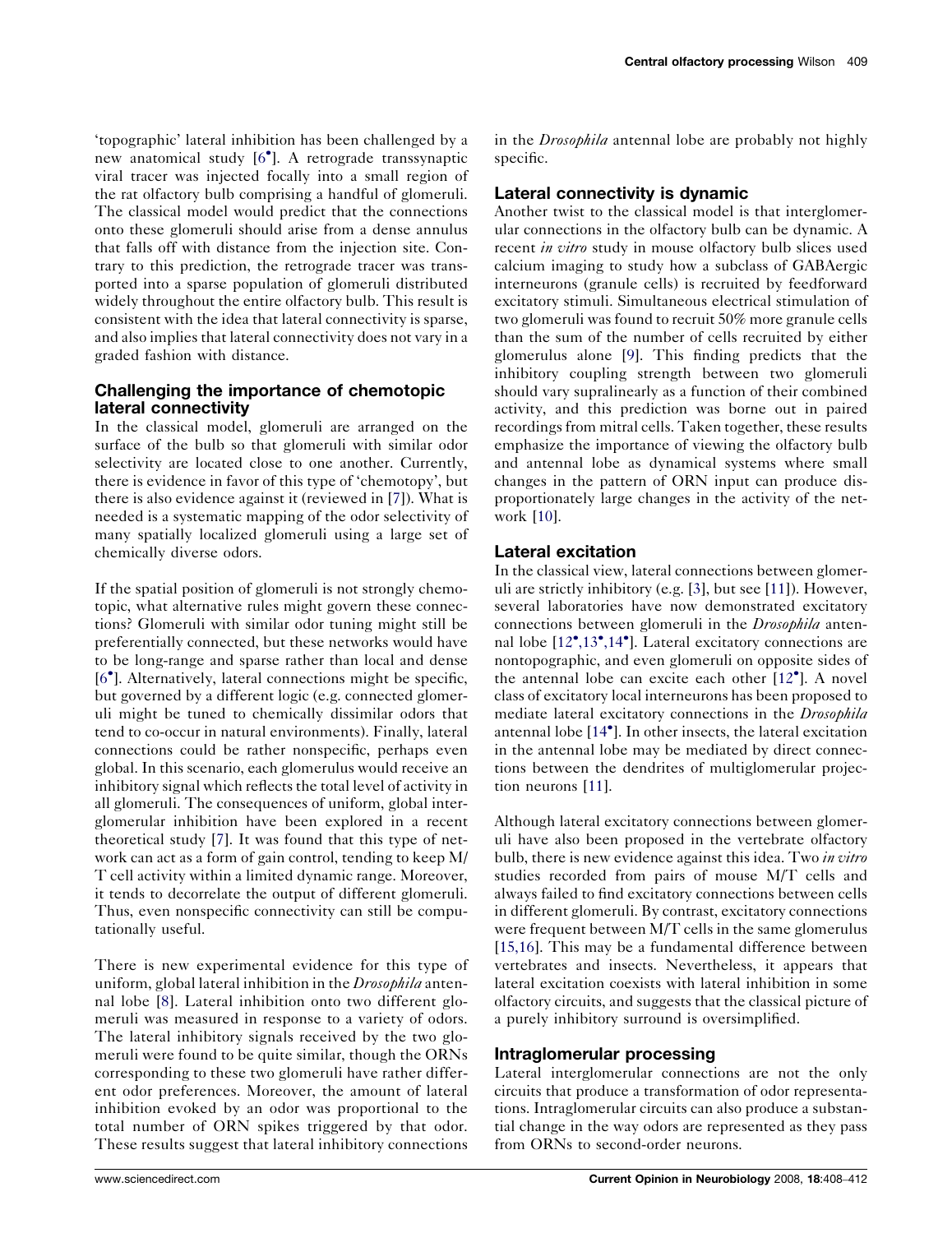'topographic' lateral inhibition has been challenged by a new anatomical study [6•]. A retrograde transsynaptic viral tracer was injected focally into a small region of the rat olfactory bulb comprising a handful of glomeruli. The classical model would predict that the connections onto these glomeruli should arise from a dense annulus that falls off with distance from the injection site. Contrary to this prediction, the retrograde tracer was transported into a sparse population of glomeruli distributed widely throughout the entire olfactory bulb. This result is consistent with the idea that lateral connectivity is sparse, and also implies that lateral connectivity does not vary in a graded fashion with distance.

## Challenging the importance of chemotopic lateral connectivity

In the classical model, glomeruli are arranged on the surface of the bulb so that glomeruli with similar odor selectivity are located close to one another. Currently, there is evidence in favor of this type of 'chemotopy', but there is also evidence against it (reviewed in [7]). What is needed is a systematic mapping of the odor selectivity of many spatially localized glomeruli using a large set of chemically diverse odors.

If the spatial position of glomeruli is not strongly chemotopic, what alternative rules might govern these connections? Glomeruli with similar odor tuning might still be preferentially connected, but these networks would have to be long-range and sparse rather than local and dense [6•]. Alternatively, lateral connections might be specific, but governed by a different logic (e.g. connected glomeruli might be tuned to chemically dissimilar odors that tend to co-occur in natural environments). Finally, lateral connections could be rather nonspecific, perhaps even global. In this scenario, each glomerulus would receive an inhibitory signal which reflects the total level of activity in all glomeruli. The consequences of uniform, global interglomerular inhibition have been explored in a recent theoretical study [7]. It was found that this type of network can act as a form of gain control, tending to keep M/T cell activity within a limited dynamic range. Moreover, it tends to decorrelate the output of different glomeruli. Thus, even nonspecific connectivity can still be computationally useful.

There is new experimental evidence for this type of uniform, global lateral inhibition in the *Drosophila* antennal lobe [8]. Lateral inhibition onto two different glomeruli was measured in response to a variety of odors. The lateral inhibitory signals received by the two glomeruli were found to be quite similar, though the ORNs corresponding to these two glomeruli have rather different odor preferences. Moreover, the amount of lateral inhibition evoked by an odor was proportional to the total number of ORN spikes triggered by that odor. These results suggest that lateral inhibitory connections in the *Drosophila* antennal lobe are probably not highly specific.

## Lateral connectivity is dynamic

Another twist to the classical model is that interglomerular connections in the olfactory bulb can be dynamic. A recent *in vitro* study in mouse olfactory bulb slices used calcium imaging to study how a subclass of GABAergic interneurons (granule cells) is recruited by feedforward excitatory stimuli. Simultaneous electrical stimulation of two glomeruli was found to recruit 50% more granule cells than the sum of the number of cells recruited by either glomerulus alone [9]. This finding predicts that the inhibitory coupling strength between two glomeruli should vary supralinearly as a function of their combined activity, and this prediction was borne out in paired recordings from mitral cells. Taken together, these results emphasize the importance of viewing the olfactory bulb and antennal lobe as dynamical systems where small changes in the pattern of ORN input can produce disproportionately large changes in the activity of the network [10].

## Lateral excitation

In the classical view, lateral connections between glomeruli are strictly inhibitory (e.g. [3], but see [11]). However, several laboratories have now demonstrated excitatory connections between glomeruli in the *Drosophila* antennal lobe [12•,13•,14•]. Lateral excitatory connections are nontopographic, and even glomeruli on opposite sides of the antennal lobe can excite each other [12•]. A novel class of excitatory local interneurons has been proposed to mediate lateral excitatory connections in the *Drosophila* antennal lobe [14•]. In other insects, the lateral excitation in the antennal lobe may be mediated by direct connections between the dendrites of multiglomerular projection neurons [11].

Although lateral excitatory connections between glomeruli have also been proposed in the vertebrate olfactory bulb, there is new evidence against this idea. Two *in vitro* studies recorded from pairs of mouse M/T cells and always failed to find excitatory connections between cells in different glomeruli. By contrast, excitatory connections were frequent between M/T cells in the same glomerulus [15,16]. This may be a fundamental difference between vertebrates and insects. Nevertheless, it appears that lateral excitation coexists with lateral inhibition in some olfactory circuits, and suggests that the classical picture of a purely inhibitory surround is oversimplified.

## Intraglomerular processing

Lateral interglomerular connections are not the only circuits that produce a transformation of odor representations. Intraglomerular circuits can also produce a substantial change in the way odors are represented as they pass from ORNs to second-order neurons.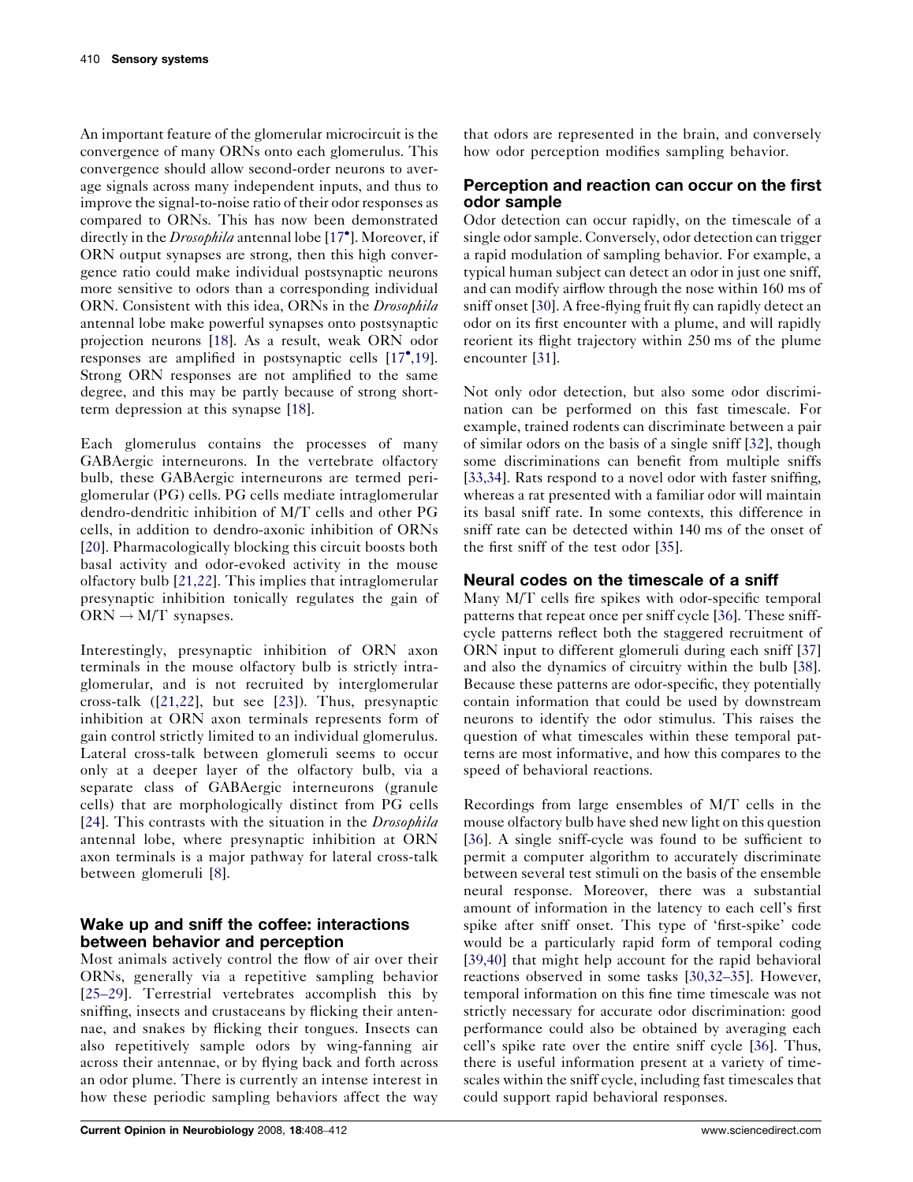An important feature of the glomerular microcircuit is the convergence of many ORNs onto each glomerulus. This convergence should allow second-order neurons to average signals across many independent inputs, and thus to improve the signal-to-noise ratio of their odor responses as compared to ORNs. This has now been demonstrated directly in the *Drosophila* antennal lobe [17•]. Moreover, if ORN output synapses are strong, then this high convergence ratio could make individual postsynaptic neurons more sensitive to odors than a corresponding individual ORN. Consistent with this idea, ORNs in the *Drosophila* antennal lobe make powerful synapses onto postsynaptic projection neurons [18]. As a result, weak ORN odor responses are amplified in postsynaptic cells [17•,19]. Strong ORN responses are not amplified to the same degree, and this may be partly because of strong short-term depression at this synapse [18].

Each glomerulus contains the processes of many GABAergic interneurons. In the vertebrate olfactory bulb, these GABAergic interneurons are termed periglomerular (PG) cells. PG cells mediate intraglomerular dendro-dendritic inhibition of M/T cells and other PG cells, in addition to dendro-axonic inhibition of ORNs [20]. Pharmacologically blocking this circuit boosts both basal activity and odor-evoked activity in the mouse olfactory bulb [21,22]. This implies that intraglomerular presynaptic inhibition tonically regulates the gain of ORN → M/T synapses.

Interestingly, presynaptic inhibition of ORN axon terminals in the mouse olfactory bulb is strictly intraglomerular, and is not recruited by interglomerular cross-talk ([21,22], but see [23]). Thus, presynaptic inhibition at ORN axon terminals represents form of gain control strictly limited to an individual glomerulus. Lateral cross-talk between glomeruli seems to occur only at a deeper layer of the olfactory bulb, via a separate class of GABAergic interneurons (granule cells) that are morphologically distinct from PG cells [24]. This contrasts with the situation in the *Drosophila* antennal lobe, where presynaptic inhibition at ORN axon terminals is a major pathway for lateral cross-talk between glomeruli [8].

## Wake up and sniff the coffee: interactions between behavior and perception

Most animals actively control the flow of air over their ORNs, generally via a repetitive sampling behavior [25–29]. Terrestrial vertebrates accomplish this by sniffing, insects and crustaceans by flicking their antennae, and snakes by flicking their tongues. Insects can also repetitively sample odors by wing-fanning air across their antennae, or by flying back and forth across an odor plume. There is currently an intense interest in how these periodic sampling behaviors affect the way that odors are represented in the brain, and conversely how odor perception modifies sampling behavior.

## Perception and reaction can occur on the first odor sample

Odor detection can occur rapidly, on the timescale of a single odor sample. Conversely, odor detection can trigger a rapid modulation of sampling behavior. For example, a typical human subject can detect an odor in just one sniff, and can modify airflow through the nose within 160 ms of sniff onset [30]. A free-flying fruit fly can rapidly detect an odor on its first encounter with a plume, and will rapidly reorient its flight trajectory within 250 ms of the plume encounter [31].

Not only odor detection, but also some odor discrimination can be performed on this fast timescale. For example, trained rodents can discriminate between a pair of similar odors on the basis of a single sniff [32], though some discriminations can benefit from multiple sniffs [33,34]. Rats respond to a novel odor with faster sniffing, whereas a rat presented with a familiar odor will maintain its basal sniff rate. In some contexts, this difference in sniff rate can be detected within 140 ms of the onset of the first sniff of the test odor [35].

## Neural codes on the timescale of a sniff

Many M/T cells fire spikes with odor-specific temporal patterns that repeat once per sniff cycle [36]. These sniff-cycle patterns reflect both the staggered recruitment of ORN input to different glomeruli during each sniff [37] and also the dynamics of circuitry within the bulb [38]. Because these patterns are odor-specific, they potentially contain information that could be used by downstream neurons to identify the odor stimulus. This raises the question of what timescales within these temporal patterns are most informative, and how this compares to the speed of behavioral reactions.

Recordings from large ensembles of M/T cells in the mouse olfactory bulb have shed new light on this question [36]. A single sniff-cycle was found to be sufficient to permit a computer algorithm to accurately discriminate between several test stimuli on the basis of the ensemble neural response. Moreover, there was a substantial amount of information in the latency to each cell's first spike after sniff onset. This type of 'first-spike' code would be a particularly rapid form of temporal coding [39,40] that might help account for the rapid behavioral reactions observed in some tasks [30,32–35]. However, temporal information on this fine time timescale was not strictly necessary for accurate odor discrimination: good performance could also be obtained by averaging each cell's spike rate over the entire sniff cycle [36]. Thus, there is useful information present at a variety of timescales within the sniff cycle, including fast timescales that could support rapid behavioral responses.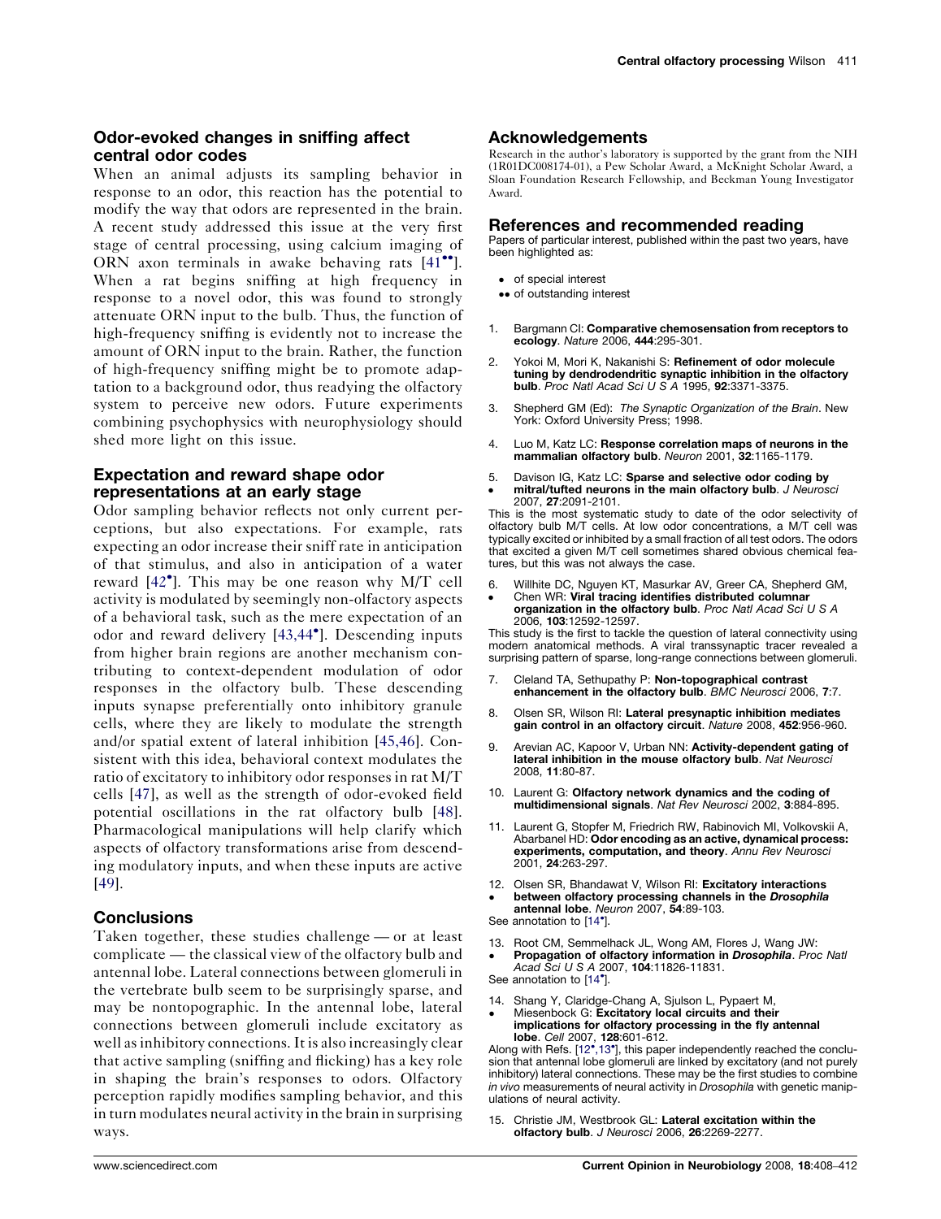## Odor-evoked changes in sniffing affect central odor codes

When an animal adjusts its sampling behavior in response to an odor, this reaction has the potential to modify the way that odors are represented in the brain. A recent study addressed this issue at the very first stage of central processing, using calcium imaging of ORN axon terminals in awake behaving rats [41••]. When a rat begins sniffing at high frequency in response to a novel odor, this was found to strongly attenuate ORN input to the bulb. Thus, the function of high-frequency sniffing is evidently not to increase the amount of ORN input to the brain. Rather, the function of high-frequency sniffing might be to promote adaptation to a background odor, thus readying the olfactory system to perceive new odors. Future experiments combining psychophysics with neurophysiology should shed more light on this issue.

## Expectation and reward shape odor representations at an early stage

Odor sampling behavior reflects not only current perceptions, but also expectations. For example, rats expecting an odor increase their sniff rate in anticipation of that stimulus, and also in anticipation of a water reward [42•]. This may be one reason why M/T cell activity is modulated by seemingly non-olfactory aspects of a behavioral task, such as the mere expectation of an odor and reward delivery [43,44•]. Descending inputs from higher brain regions are another mechanism contributing to context-dependent modulation of odor responses in the olfactory bulb. These descending inputs synapse preferentially onto inhibitory granule cells, where they are likely to modulate the strength and/or spatial extent of lateral inhibition [45,46]. Consistent with this idea, behavioral context modulates the ratio of excitatory to inhibitory odor responses in rat M/T cells [47], as well as the strength of odor-evoked field potential oscillations in the rat olfactory bulb [48]. Pharmacological manipulations will help clarify which aspects of olfactory transformations arise from descending modulatory inputs, and when these inputs are active [49].

## Conclusions

Taken together, these studies challenge — or at least complicate — the classical view of the olfactory bulb and antennal lobe. Lateral connections between glomeruli in the vertebrate bulb seem to be surprisingly sparse, and may be nontopographic. In the antennal lobe, lateral connections between glomeruli include excitatory as well as inhibitory connections. It is also increasingly clear that active sampling (sniffing and flicking) has a key role in shaping the brain's responses to odors. Olfactory perception rapidly modifies sampling behavior, and this in turn modulates neural activity in the brain in surprising ways.

## Acknowledgements

Research in the author's laboratory is supported by the grant from the NIH (1R01DC008174-01), a Pew Scholar Award, a McKnight Scholar Award, a Sloan Foundation Research Fellowship, and Beckman Young Investigator Award.

## References and recommended reading

Papers of particular interest, published within the past two years, have been highlighted as:

- • of special interest
- •• of outstanding interest

1. Bargmann CI: **Comparative chemosensation from receptors to ecology**. *Nature* 2006, **444**:295-301.

2. Yokoi M, Mori K, Nakanishi S: **Refinement of odor molecule tuning by dendrodendritic synaptic inhibition in the olfactory bulb**. *Proc Natl Acad Sci U S A* 1995, **92**:3371-3375.

3. Shepherd GM (Ed): *The Synaptic Organization of the Brain*. New York: Oxford University Press; 1998.

4. Luo M, Katz LC: **Response correlation maps of neurons in the mammalian olfactory bulb**. *Neuron* 2001, **32**:1165-1179.

5. • Davison IG, Katz LC: **Sparse and selective odor coding by mitral/tufted neurons in the main olfactory bulb**. *J Neurosci* 2007, **27**:2091-2101.
This is the most systematic study to date of the odor selectivity of olfactory bulb M/T cells. At low odor concentrations, a M/T cell was typically excited or inhibited by a small fraction of all test odors. The odors that excited a given M/T cell sometimes shared obvious chemical features, but this was not always the case.

6. • Willhite DC, Nguyen KT, Masurkar AV, Greer CA, Shepherd GM, Chen WR: **Viral tracing identifies distributed columnar organization in the olfactory bulb**. *Proc Natl Acad Sci U S A* 2006, **103**:12592-12597.
This study is the first to tackle the question of lateral connectivity using modern anatomical methods. A viral transsynaptic tracer revealed a surprising pattern of sparse, long-range connections between glomeruli.

7. Cleland TA, Sethupathy P: **Non-topographical contrast enhancement in the olfactory bulb**. *BMC Neurosci* 2006, **7**:7.

8. Olsen SR, Wilson RI: **Lateral presynaptic inhibition mediates gain control in an olfactory circuit**. *Nature* 2008, **452**:956-960.

9. Arevian AC, Kapoor V, Urban NN: **Activity-dependent gating of lateral inhibition in the mouse olfactory bulb**. *Nat Neurosci* 2008, **11**:80-87.

10. Laurent G: **Olfactory network dynamics and the coding of multidimensional signals**. *Nat Rev Neurosci* 2002, **3**:884-895.

11. Laurent G, Stopfer M, Friedrich RW, Rabinovich MI, Volkovskii A, Abarbanel HD: **Odor encoding as an active, dynamical process: experiments, computation, and theory**. *Annu Rev Neurosci* 2001, **24**:263-297.

12. • Olsen SR, Bhandawat V, Wilson RI: **Excitatory interactions between olfactory processing channels in the *Drosophila* antennal lobe**. *Neuron* 2007, **54**:89-103.
See annotation to [14•].

13. • Root CM, Semmelhack JL, Wong AM, Flores J, Wang JW: **Propagation of olfactory information in *Drosophila***. *Proc Natl Acad Sci U S A* 2007, **104**:11826-11831.
See annotation to [14•].

14. • Shang Y, Claridge-Chang A, Sjulson L, Pypaert M, Miesenbock G: **Excitatory local circuits and their implications for olfactory processing in the fly antennal lobe**. *Cell* 2007, **128**:601-612.
Along with Refs. [12•,13•], this paper independently reached the conclusion that antennal lobe glomeruli are linked by excitatory (and not purely inhibitory) lateral connections. These may be the first studies to combine *in vivo* measurements of neural activity in *Drosophila* with genetic manipulations of neural activity.

15. Christie JM, Westbrook GL: **Lateral excitation within the olfactory bulb**. *J Neurosci* 2006, **26**:2269-2277.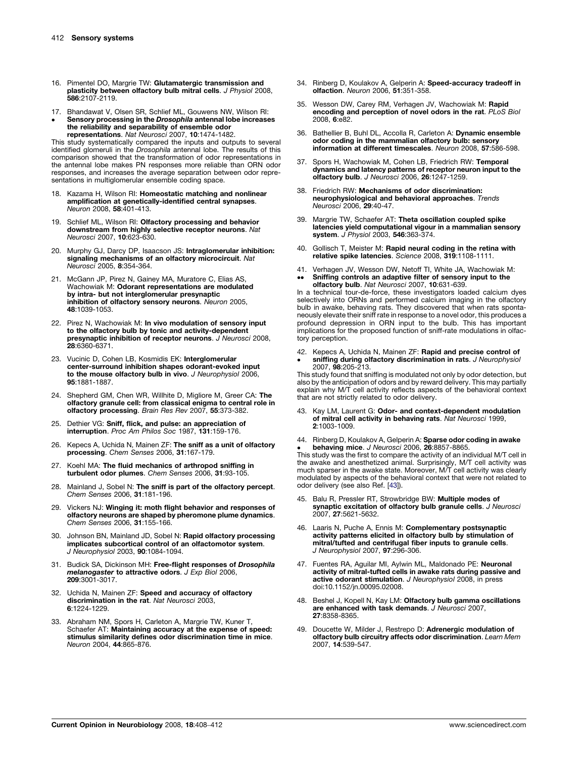16. Pimentel DO, Margrie TW: **Glutamatergic transmission and plasticity between olfactory bulb mitral cells**. *J Physiol* 2008, **586**:2107-2119.

17. • Bhandawat V, Olsen SR, Schlief ML, Gouwens NW, Wilson RI: **Sensory processing in the *Drosophila* antennal lobe increases the reliability and separability of ensemble odor representations**. *Nat Neurosci* 2007, **10**:1474-1482.

This study systematically compared the inputs and outputs to several identified glomeruli in the *Drosophila* antennal lobe. The results of this comparison showed that the transformation of odor representations in the antennal lobe makes PN responses more reliable than ORN odor responses, and increases the average separation between odor representations in multiglomerular ensemble coding space.

18. Kazama H, Wilson RI: **Homeostatic matching and nonlinear amplification at genetically-identified central synapses**. *Neuron* 2008, **58**:401-413.

19. Schlief ML, Wilson RI: **Olfactory processing and behavior downstream from highly selective receptor neurons**. *Nat Neurosci* 2007, **10**:623-630.

20. Murphy GJ, Darcy DP, Isaacson JS: **Intraglomerular inhibition: signaling mechanisms of an olfactory microcircuit**. *Nat Neurosci* 2005, **8**:354-364.

21. McGann JP, Pirez N, Gainey MA, Muratore C, Elias AS, Wachowiak M: **Odorant representations are modulated by intra- but not interglomerular presynaptic inhibition of olfactory sensory neurons**. *Neuron* 2005, **48**:1039-1053.

22. Pirez N, Wachowiak M: **In vivo modulation of sensory input to the olfactory bulb by tonic and activity-dependent presynaptic inhibition of receptor neurons**. *J Neurosci* 2008, **28**:6360-6371.

23. Vucinic D, Cohen LB, Kosmidis EK: **Interglomerular center-surround inhibition shapes odorant-evoked input to the mouse olfactory bulb in vivo**. *J Neurophysiol* 2006, **95**:1881-1887.

24. Shepherd GM, Chen WR, Willhite D, Migliore M, Greer CA: **The olfactory granule cell: from classical enigma to central role in olfactory processing**. *Brain Res Rev* 2007, **55**:373-382.

25. Dethier VG: **Sniff, flick, and pulse: an appreciation of interruption**. *Proc Am Philos Soc* 1987, **131**:159-176.

26. Kepecs A, Uchida N, Mainen ZF: **The sniff as a unit of olfactory processing**. *Chem Senses* 2006, **31**:167-179.

27. Koehl MA: **The fluid mechanics of arthropod sniffing in turbulent odor plumes**. *Chem Senses* 2006, **31**:93-105.

28. Mainland J, Sobel N: **The sniff is part of the olfactory percept**. *Chem Senses* 2006, **31**:181-196.

29. Vickers NJ: **Winging it: moth flight behavior and responses of olfactory neurons are shaped by pheromone plume dynamics**. *Chem Senses* 2006, **31**:155-166.

30. Johnson BN, Mainland JD, Sobel N: **Rapid olfactory processing implicates subcortical control of an olfactomotor system**. *J Neurophysiol* 2003, **90**:1084-1094.

31. Budick SA, Dickinson MH: **Free-flight responses of *Drosophila melanogaster* to attractive odors**. *J Exp Biol* 2006, **209**:3001-3017.

32. Uchida N, Mainen ZF: **Speed and accuracy of olfactory discrimination in the rat**. *Nat Neurosci* 2003, **6**:1224-1229.

33. Abraham NM, Spors H, Carleton A, Margrie TW, Kuner T, Schaefer AT: **Maintaining accuracy at the expense of speed: stimulus similarity defines odor discrimination time in mice**. *Neuron* 2004, **44**:865-876.

34. Rinberg D, Koulakov A, Gelperin A: **Speed-accuracy tradeoff in olfaction**. *Neuron* 2006, **51**:351-358.

35. Wesson DW, Carey RM, Verhagen JV, Wachowiak M: **Rapid encoding and perception of novel odors in the rat**. *PLoS Biol* 2008, **6**:e82.

36. Bathellier B, Buhl DL, Accolla R, Carleton A: **Dynamic ensemble odor coding in the mammalian olfactory bulb: sensory information at different timescales**. *Neuron* 2008, **57**:586-598.

37. Spors H, Wachowiak M, Cohen LB, Friedrich RW: **Temporal dynamics and latency patterns of receptor neuron input to the olfactory bulb**. *J Neurosci* 2006, **26**:1247-1259.

38. Friedrich RW: **Mechanisms of odor discrimination: neurophysiological and behavioral approaches**. *Trends Neurosci* 2006, **29**:40-47.

39. Margrie TW, Schaefer AT: **Theta oscillation coupled spike latencies yield computational vigour in a mammalian sensory system**. *J Physiol* 2003, **546**:363-374.

40. Gollisch T, Meister M: **Rapid neural coding in the retina with relative spike latencies**. *Science* 2008, **319**:1108-1111.

41. •• Verhagen JV, Wesson DW, Netoff TI, White JA, Wachowiak M: **Sniffing controls an adaptive filter of sensory input to the olfactory bulb**. *Nat Neurosci* 2007, **10**:631-639.

In a technical tour-de-force, these investigators loaded calcium dyes selectively into ORNs and performed calcium imaging in the olfactory bulb in awake, behaving rats. They discovered that when rats spontaneously elevate their sniff rate in response to a novel odor, this produces a profound depression in ORN input to the bulb. This has important implications for the proposed function of sniff-rate modulations in olfactory perception.

42. • Kepecs A, Uchida N, Mainen ZF: **Rapid and precise control of sniffing during olfactory discrimination in rats**. *J Neurophysiol* 2007, **98**:205-213.

This study found that sniffing is modulated not only by odor detection, but also by the anticipation of odors and by reward delivery. This may partially explain why M/T cell activity reflects aspects of the behavioral context that are not strictly related to odor delivery.

43. Kay LM, Laurent G: **Odor- and context-dependent modulation of mitral cell activity in behaving rats**. *Nat Neurosci* 1999, **2**:1003-1009.

44. • Rinberg D, Koulakov A, Gelperin A: **Sparse odor coding in awake behaving mice**. *J Neurosci* 2006, **26**:8857-8865.

This study was the first to compare the activity of an individual M/T cell in the awake and anesthetized animal. Surprisingly, M/T cell activity was much sparser in the awake state. Moreover, M/T cell activity was clearly modulated by aspects of the behavioral context that were not related to odor delivery (see also Ref. [43]).

45. Balu R, Pressler RT, Strowbridge BW: **Multiple modes of synaptic excitation of olfactory bulb granule cells**. *J Neurosci* 2007, **27**:5621-5632.

46. Laaris N, Puche A, Ennis M: **Complementary postsynaptic activity patterns elicited in olfactory bulb by stimulation of mitral/tufted and centrifugal fiber inputs to granule cells**. *J Neurophysiol* 2007, **97**:296-306.

47. Fuentes RA, Aguilar MI, Aylwin ML, Maldonado PE: **Neuronal activity of mitral-tufted cells in awake rats during passive and active odorant stimulation**. *J Neurophysiol* 2008, in press doi:10.1152/jn.00095.02008.

48. Beshel J, Kopell N, Kay LM: **Olfactory bulb gamma oscillations are enhanced with task demands**. *J Neurosci* 2007, **27**:8358-8365.

49. Doucette W, Milder J, Restrepo D: **Adrenergic modulation of olfactory bulb circuitry affects odor discrimination**. *Learn Mem* 2007, **14**:539-547.